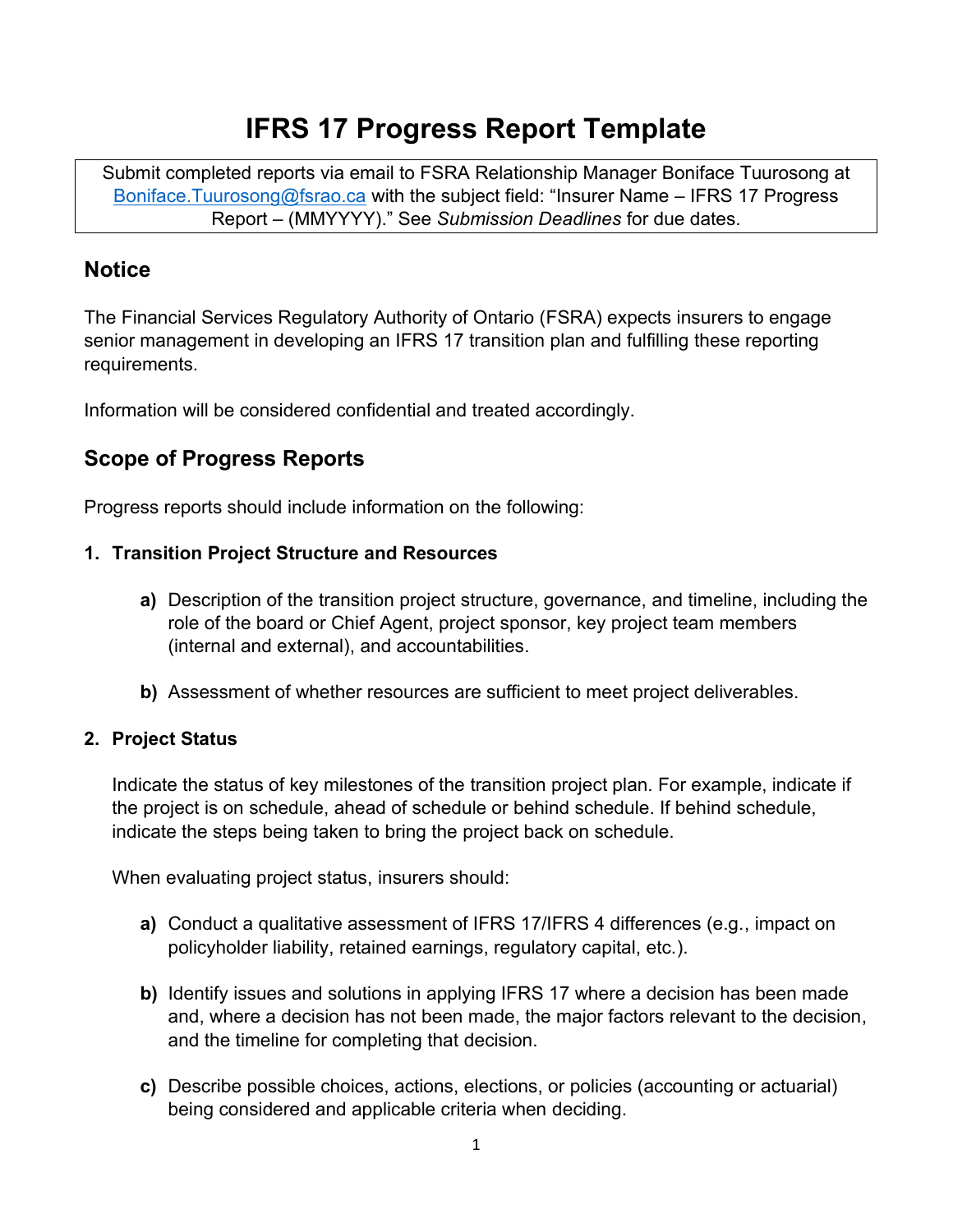# IFRS 17 Progress Report Template

Submit completed reports via email to FSRA Relationship Manager Boniface Tuurosong at [Boniface.Tuurosong@fsrao.ca](mailto:Boniface.Tuurosong@fsrao.ca) with the subject field: "Insurer Name – IFRS 17 Progress Report – (MMYYYY)." See *Submission Deadlines* for due dates.

## Notice

The Financial Services Regulatory Authority of Ontario (FSRA) expects insurers to engage senior management in developing an IFRS 17 transition plan and fulfilling these reporting requirements.

Information will be considered confidential and treated accordingly.

## Scope of Progress Reports

Progress reports should include information on the following:

### 1. Transition Project Structure and Resources

**a)** Description of the transition project structure, governance, and timeline, including the role of the board or Chief Agent, project sponsor, key project team members (internal and external), and accountabilities.

**b)** Assessment of whether resources are sufficient to meet project deliverables.

### 2. Project Status

Indicate the status of key milestones of the transition project plan. For example, indicate if the project is on schedule, ahead of schedule or behind schedule. If behind schedule, indicate the steps being taken to bring the project back on schedule.

When evaluating project status, insurers should:

**a)** Conduct a qualitative assessment of IFRS 17/IFRS 4 differences (e.g., impact on policyholder liability, retained earnings, regulatory capital, etc.).

**b)** Identify issues and solutions in applying IFRS 17 where a decision has been made and, where a decision has not been made, the major factors relevant to the decision, and the timeline for completing that decision.

**c)** Describe possible choices, actions, elections, or policies (accounting or actuarial) being considered and applicable criteria when deciding.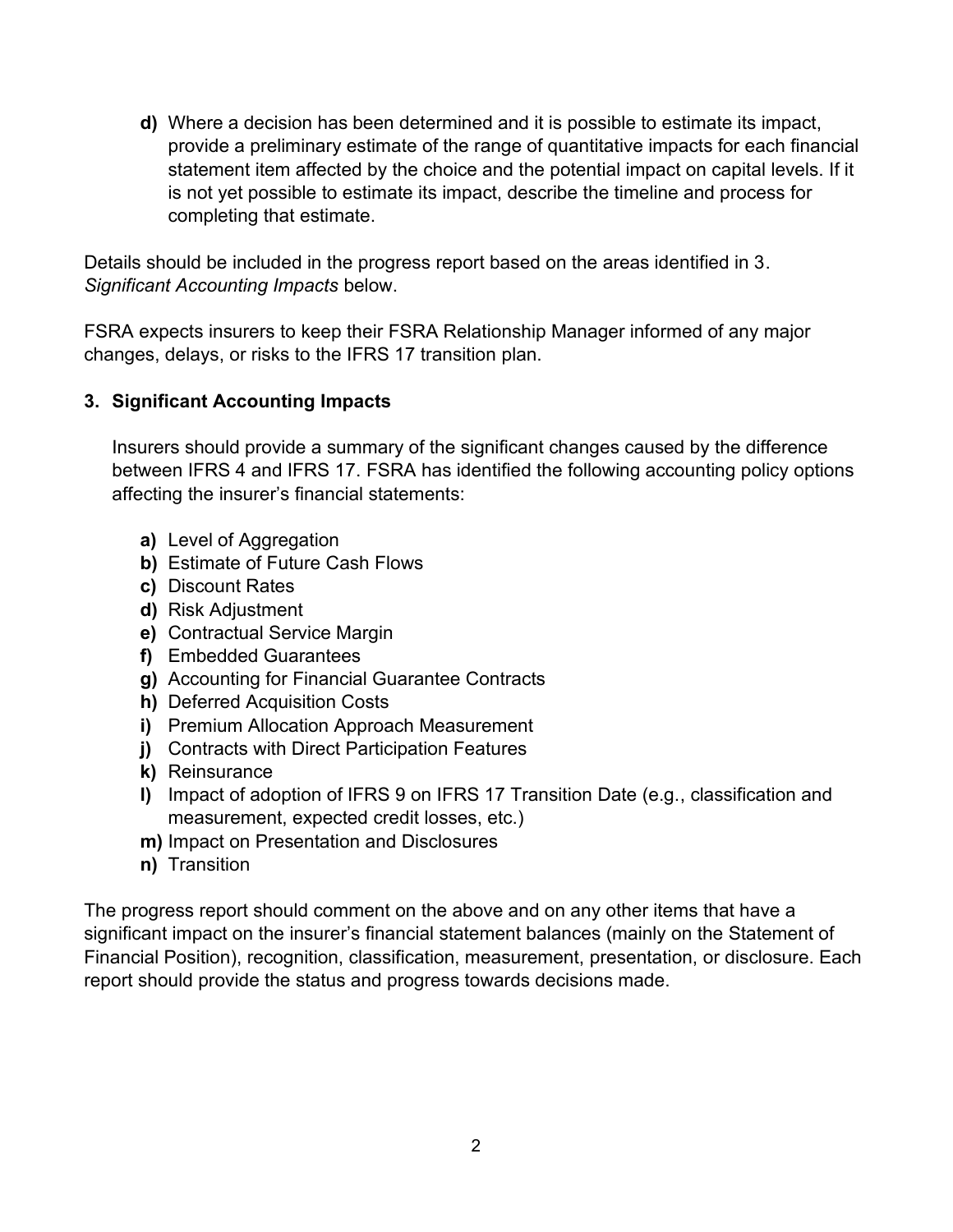**d)** Where a decision has been determined and it is possible to estimate its impact, provide a preliminary estimate of the range of quantitative impacts for each financial statement item affected by the choice and the potential impact on capital levels. If it is not yet possible to estimate its impact, describe the timeline and process for completing that estimate.

Details should be included in the progress report based on the areas identified in 3. *Significant Accounting Impacts* below.

FSRA expects insurers to keep their FSRA Relationship Manager informed of any major changes, delays, or risks to the IFRS 17 transition plan.

### 3. Significant Accounting Impacts

Insurers should provide a summary of the significant changes caused by the difference between IFRS 4 and IFRS 17. FSRA has identified the following accounting policy options affecting the insurer's financial statements:

**a)** Level of Aggregation
**b)** Estimate of Future Cash Flows
**c)** Discount Rates
**d)** Risk Adjustment
**e)** Contractual Service Margin
**f)** Embedded Guarantees
**g)** Accounting for Financial Guarantee Contracts
**h)** Deferred Acquisition Costs
**i)** Premium Allocation Approach Measurement
**j)** Contracts with Direct Participation Features
**k)** Reinsurance
**l)** Impact of adoption of IFRS 9 on IFRS 17 Transition Date (e.g., classification and measurement, expected credit losses, etc.)
**m)** Impact on Presentation and Disclosures
**n)** Transition

The progress report should comment on the above and on any other items that have a significant impact on the insurer's financial statement balances (mainly on the Statement of Financial Position), recognition, classification, measurement, presentation, or disclosure. Each report should provide the status and progress towards decisions made.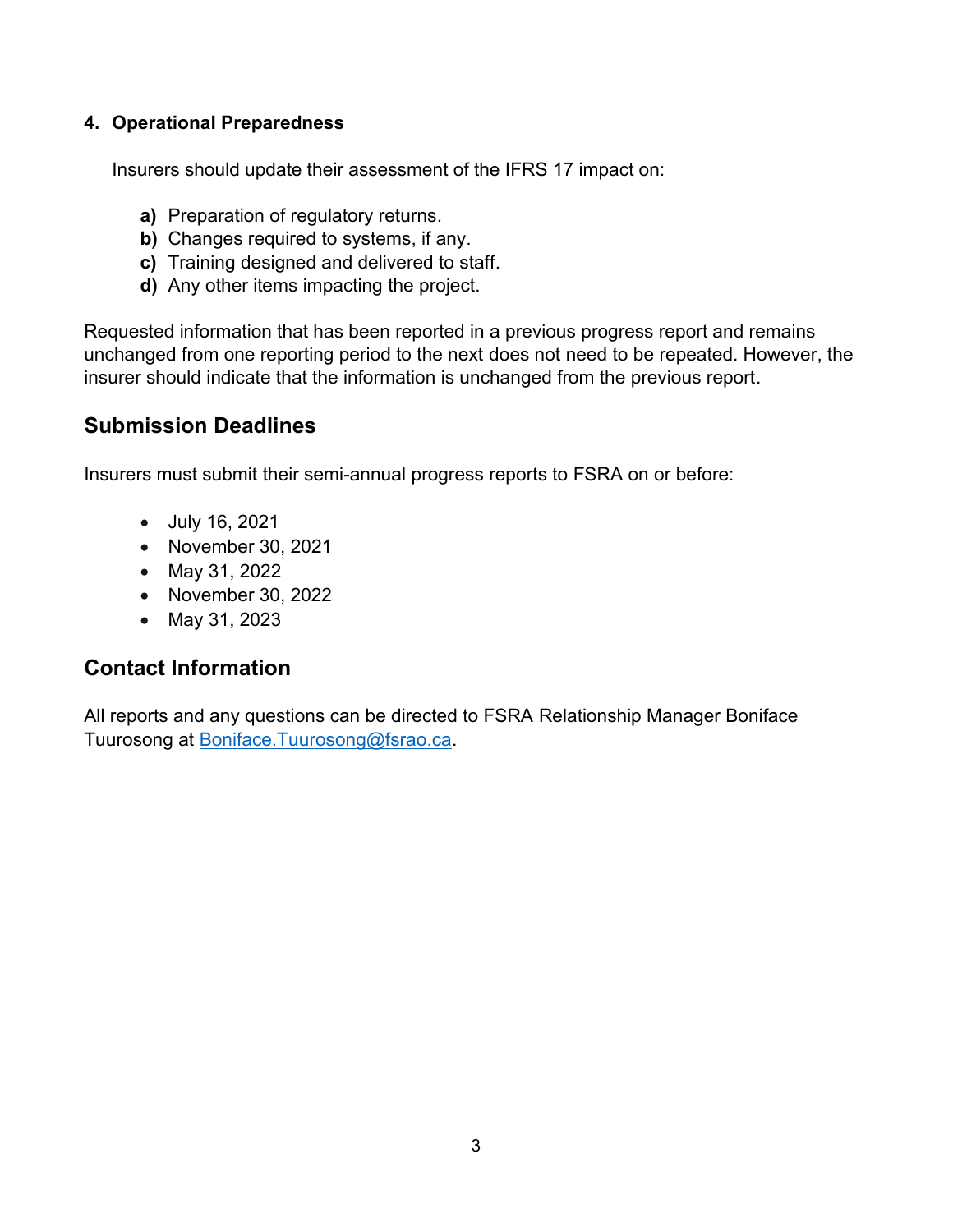**4. Operational Preparedness**

Insurers should update their assessment of the IFRS 17 impact on:

**a)** Preparation of regulatory returns.
**b)** Changes required to systems, if any.
**c)** Training designed and delivered to staff.
**d)** Any other items impacting the project.

Requested information that has been reported in a previous progress report and remains unchanged from one reporting period to the next does not need to be repeated. However, the insurer should indicate that the information is unchanged from the previous report.

## Submission Deadlines

Insurers must submit their semi-annual progress reports to FSRA on or before:

- July 16, 2021
- November 30, 2021
- May 31, 2022
- November 30, 2022
- May 31, 2023

## Contact Information

All reports and any questions can be directed to FSRA Relationship Manager Boniface Tuurosong at Boniface.Tuurosong@fsrao.ca.